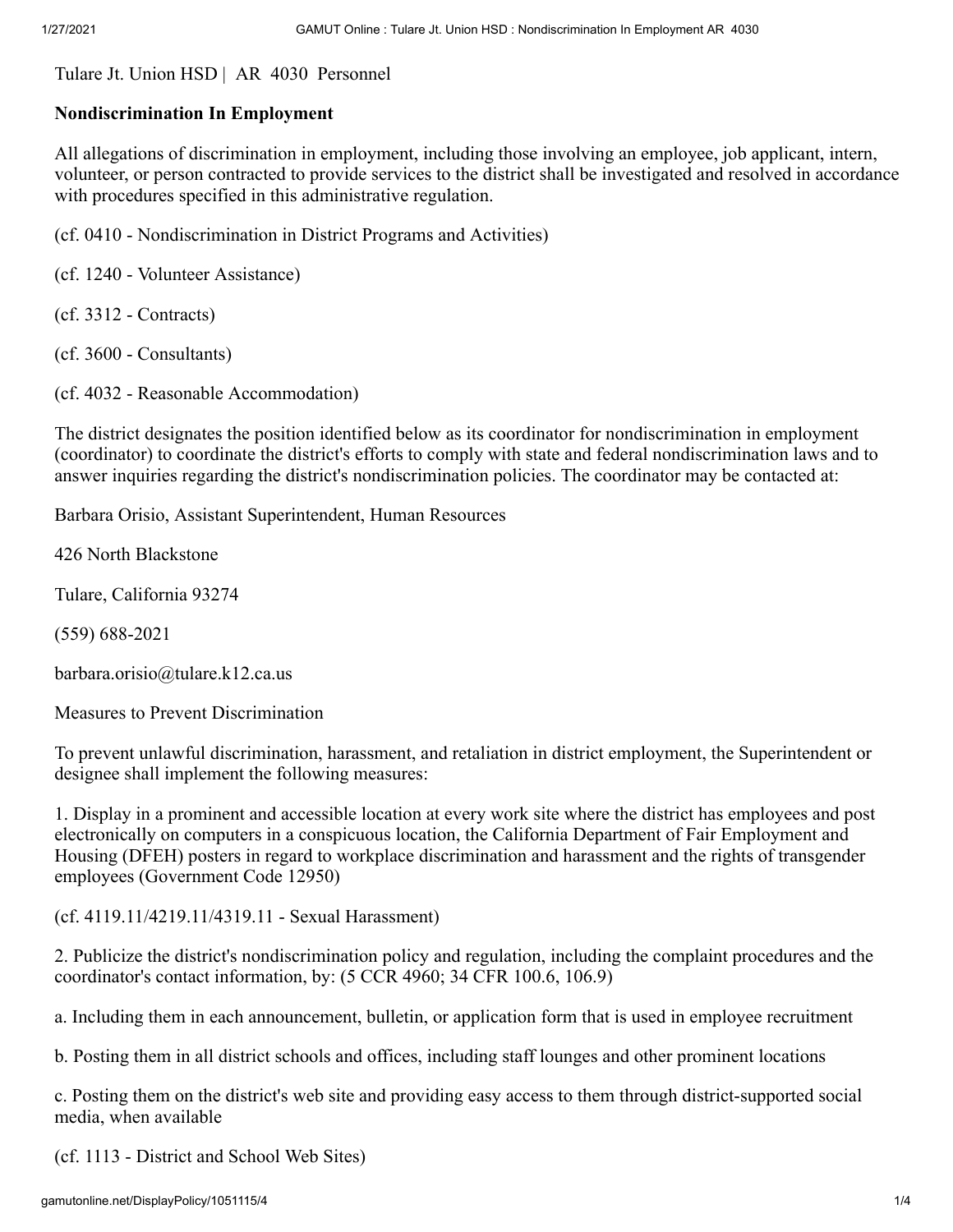Tulare Jt. Union HSD | AR 4030 Personnel

## Nondiscrimination In Employment

All allegations of discrimination in employment, including those involving an employee, job applicant, intern, volunteer, or person contracted to provide services to the district shall be investigated and resolved in accordance with procedures specified in this administrative regulation.

(cf. 0410 - Nondiscrimination in District Programs and Activities)

(cf. 1240 - Volunteer Assistance)

(cf. 3312 - Contracts)

(cf. 3600 - Consultants)

(cf. 4032 - Reasonable Accommodation)

The district designates the position identified below as its coordinator for nondiscrimination in employment (coordinator) to coordinate the district's efforts to comply with state and federal nondiscrimination laws and to answer inquiries regarding the district's nondiscrimination policies. The coordinator may be contacted at:

Barbara Orisio, Assistant Superintendent, Human Resources

426 North Blackstone

Tulare, California 93274

(559) 688-2021

barbara.orisio@tulare.k12.ca.us

Measures to Prevent Discrimination

To prevent unlawful discrimination, harassment, and retaliation in district employment, the Superintendent or designee shall implement the following measures:

1. Display in a prominent and accessible location at every work site where the district has employees and post electronically on computers in a conspicuous location, the California Department of Fair Employment and Housing (DFEH) posters in regard to workplace discrimination and harassment and the rights of transgender employees (Government Code 12950)

(cf. 4119.11/4219.11/4319.11 - Sexual Harassment)

2. Publicize the district's nondiscrimination policy and regulation, including the complaint procedures and the coordinator's contact information, by: (5 CCR 4960; 34 CFR 100.6, 106.9)

a. Including them in each announcement, bulletin, or application form that is used in employee recruitment

b. Posting them in all district schools and offices, including staff lounges and other prominent locations

c. Posting them on the district's web site and providing easy access to them through district-supported social media, when available

(cf. 1113 - District and School Web Sites)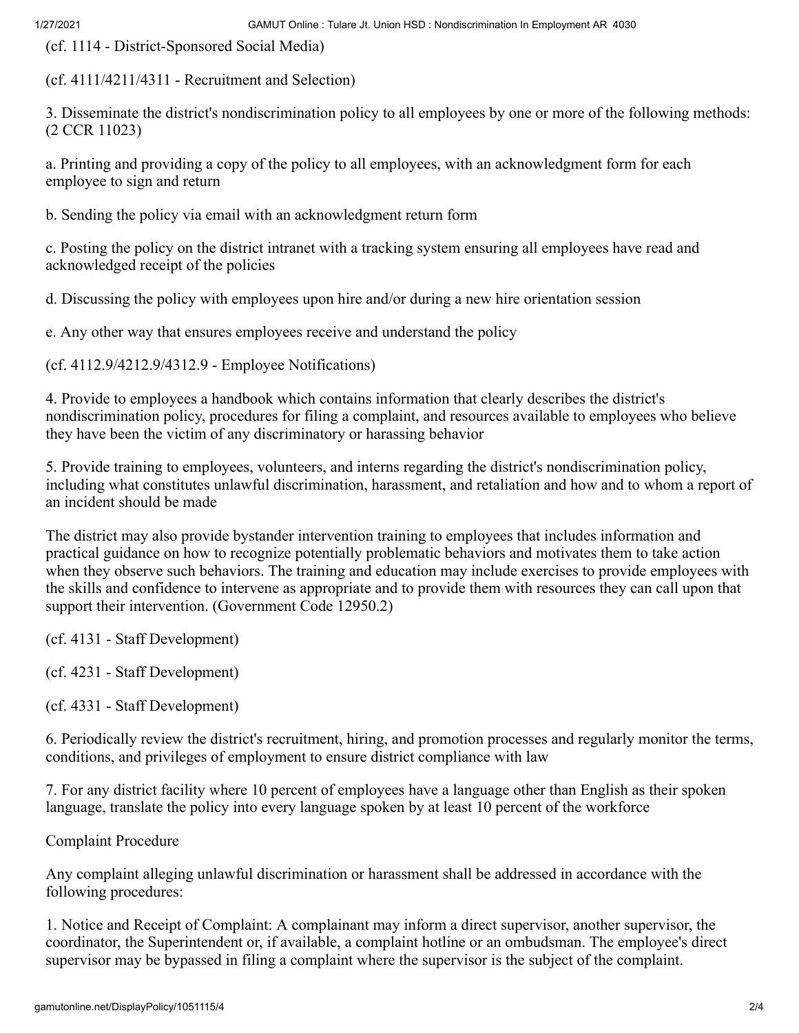(cf. 1114 - District-Sponsored Social Media)

(cf. 4111/4211/4311 - Recruitment and Selection)

3. Disseminate the district's nondiscrimination policy to all employees by one or more of the following methods: (2 CCR 11023)

a. Printing and providing a copy of the policy to all employees, with an acknowledgment form for each employee to sign and return

b. Sending the policy via email with an acknowledgment return form

c. Posting the policy on the district intranet with a tracking system ensuring all employees have read and acknowledged receipt of the policies

d. Discussing the policy with employees upon hire and/or during a new hire orientation session

e. Any other way that ensures employees receive and understand the policy

(cf. 4112.9/4212.9/4312.9 - Employee Notifications)

4. Provide to employees a handbook which contains information that clearly describes the district's nondiscrimination policy, procedures for filing a complaint, and resources available to employees who believe they have been the victim of any discriminatory or harassing behavior

5. Provide training to employees, volunteers, and interns regarding the district's nondiscrimination policy, including what constitutes unlawful discrimination, harassment, and retaliation and how and to whom a report of an incident should be made

The district may also provide bystander intervention training to employees that includes information and practical guidance on how to recognize potentially problematic behaviors and motivates them to take action when they observe such behaviors. The training and education may include exercises to provide employees with the skills and confidence to intervene as appropriate and to provide them with resources they can call upon that support their intervention. (Government Code 12950.2)

(cf. 4131 - Staff Development)

(cf. 4231 - Staff Development)

(cf. 4331 - Staff Development)

6. Periodically review the district's recruitment, hiring, and promotion processes and regularly monitor the terms, conditions, and privileges of employment to ensure district compliance with law

7. For any district facility where 10 percent of employees have a language other than English as their spoken language, translate the policy into every language spoken by at least 10 percent of the workforce

Complaint Procedure

Any complaint alleging unlawful discrimination or harassment shall be addressed in accordance with the following procedures:

1. Notice and Receipt of Complaint: A complainant may inform a direct supervisor, another supervisor, the coordinator, the Superintendent or, if available, a complaint hotline or an ombudsman. The employee's direct supervisor may be bypassed in filing a complaint where the supervisor is the subject of the complaint.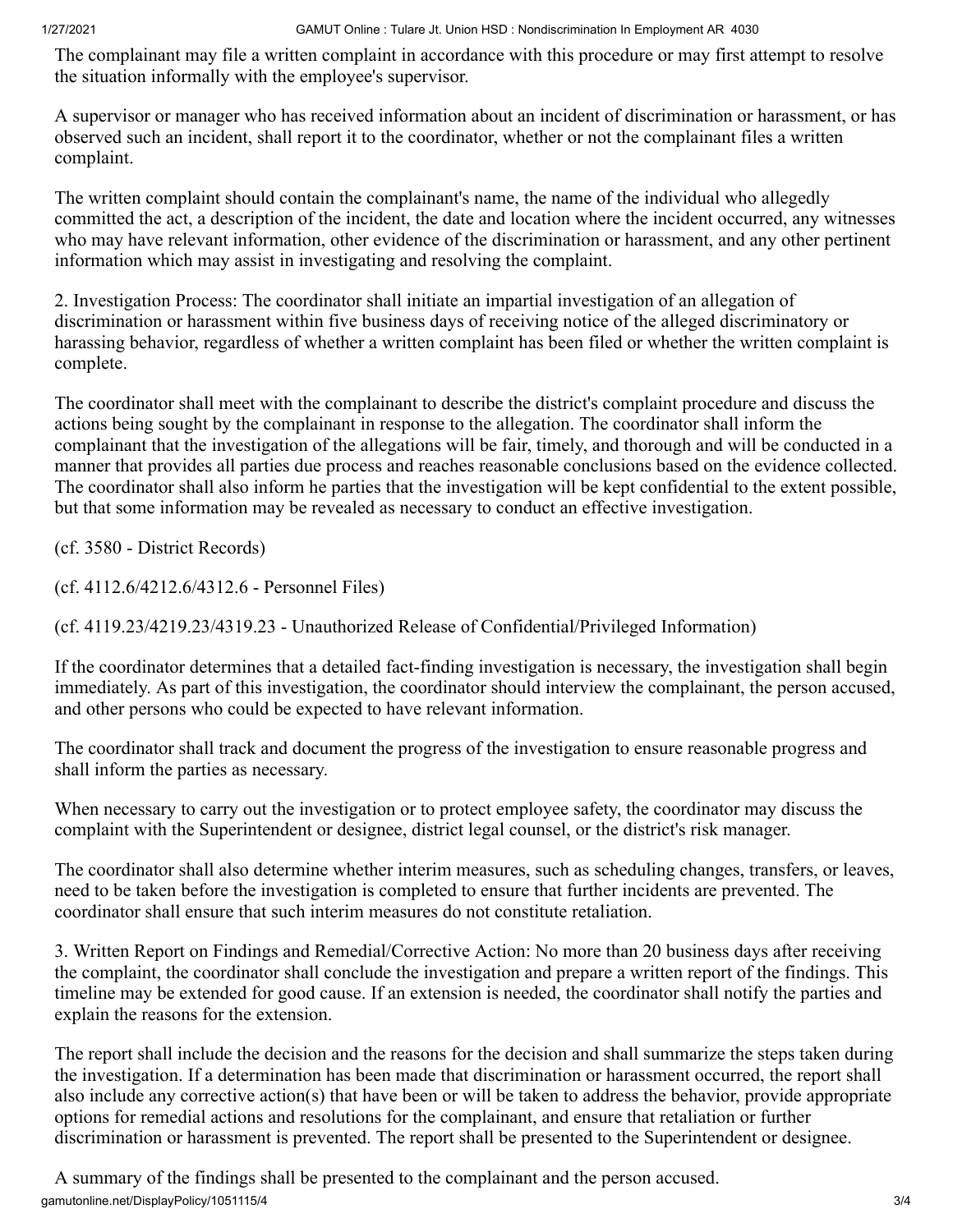The complainant may file a written complaint in accordance with this procedure or may first attempt to resolve the situation informally with the employee's supervisor.

A supervisor or manager who has received information about an incident of discrimination or harassment, or has observed such an incident, shall report it to the coordinator, whether or not the complainant files a written complaint.

The written complaint should contain the complainant's name, the name of the individual who allegedly committed the act, a description of the incident, the date and location where the incident occurred, any witnesses who may have relevant information, other evidence of the discrimination or harassment, and any other pertinent information which may assist in investigating and resolving the complaint.

2. Investigation Process: The coordinator shall initiate an impartial investigation of an allegation of discrimination or harassment within five business days of receiving notice of the alleged discriminatory or harassing behavior, regardless of whether a written complaint has been filed or whether the written complaint is complete.

The coordinator shall meet with the complainant to describe the district's complaint procedure and discuss the actions being sought by the complainant in response to the allegation. The coordinator shall inform the complainant that the investigation of the allegations will be fair, timely, and thorough and will be conducted in a manner that provides all parties due process and reaches reasonable conclusions based on the evidence collected. The coordinator shall also inform he parties that the investigation will be kept confidential to the extent possible, but that some information may be revealed as necessary to conduct an effective investigation.

(cf. 3580 - District Records)

(cf. 4112.6/4212.6/4312.6 - Personnel Files)

(cf. 4119.23/4219.23/4319.23 - Unauthorized Release of Confidential/Privileged Information)

If the coordinator determines that a detailed fact-finding investigation is necessary, the investigation shall begin immediately. As part of this investigation, the coordinator should interview the complainant, the person accused, and other persons who could be expected to have relevant information.

The coordinator shall track and document the progress of the investigation to ensure reasonable progress and shall inform the parties as necessary.

When necessary to carry out the investigation or to protect employee safety, the coordinator may discuss the complaint with the Superintendent or designee, district legal counsel, or the district's risk manager.

The coordinator shall also determine whether interim measures, such as scheduling changes, transfers, or leaves, need to be taken before the investigation is completed to ensure that further incidents are prevented. The coordinator shall ensure that such interim measures do not constitute retaliation.

3. Written Report on Findings and Remedial/Corrective Action: No more than 20 business days after receiving the complaint, the coordinator shall conclude the investigation and prepare a written report of the findings. This timeline may be extended for good cause. If an extension is needed, the coordinator shall notify the parties and explain the reasons for the extension.

The report shall include the decision and the reasons for the decision and shall summarize the steps taken during the investigation. If a determination has been made that discrimination or harassment occurred, the report shall also include any corrective action(s) that have been or will be taken to address the behavior, provide appropriate options for remedial actions and resolutions for the complainant, and ensure that retaliation or further discrimination or harassment is prevented. The report shall be presented to the Superintendent or designee.

A summary of the findings shall be presented to the complainant and the person accused.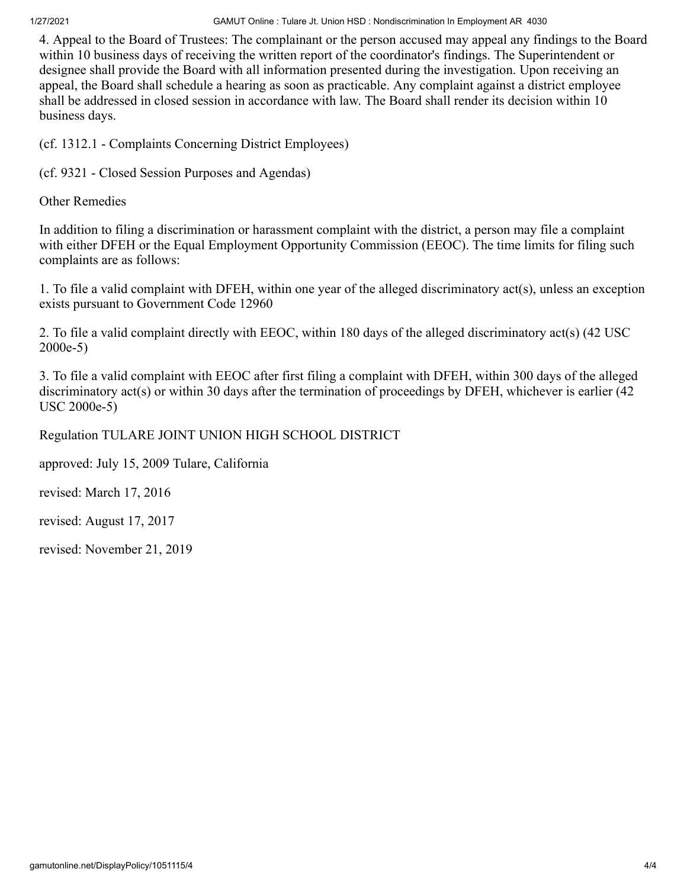4. Appeal to the Board of Trustees: The complainant or the person accused may appeal any findings to the Board within 10 business days of receiving the written report of the coordinator's findings. The Superintendent or designee shall provide the Board with all information presented during the investigation. Upon receiving an appeal, the Board shall schedule a hearing as soon as practicable. Any complaint against a district employee shall be addressed in closed session in accordance with law. The Board shall render its decision within 10 business days.

(cf. 1312.1 - Complaints Concerning District Employees)

(cf. 9321 - Closed Session Purposes and Agendas)

Other Remedies

In addition to filing a discrimination or harassment complaint with the district, a person may file a complaint with either DFEH or the Equal Employment Opportunity Commission (EEOC). The time limits for filing such complaints are as follows:

1. To file a valid complaint with DFEH, within one year of the alleged discriminatory act(s), unless an exception exists pursuant to Government Code 12960

2. To file a valid complaint directly with EEOC, within 180 days of the alleged discriminatory act(s) (42 USC 2000e-5)

3. To file a valid complaint with EEOC after first filing a complaint with DFEH, within 300 days of the alleged discriminatory act(s) or within 30 days after the termination of proceedings by DFEH, whichever is earlier (42 USC 2000e-5)

Regulation TULARE JOINT UNION HIGH SCHOOL DISTRICT

approved: July 15, 2009 Tulare, California

revised: March 17, 2016

revised: August 17, 2017

revised: November 21, 2019